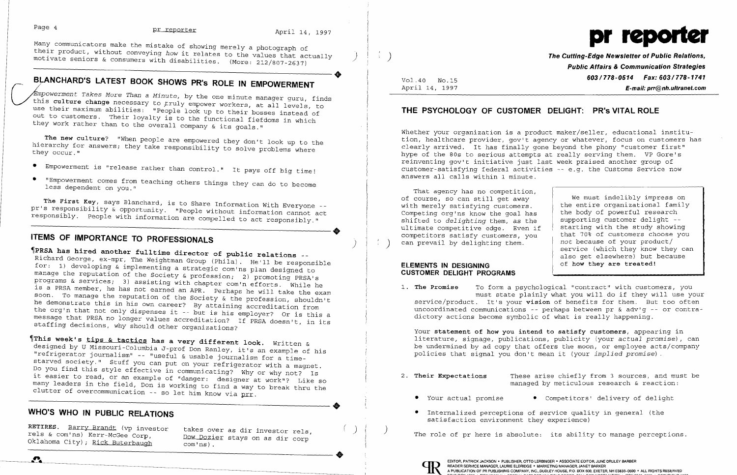Many communicators make the mistake of showing merely a photograph of their product, without conveying *how* it relates to the values that actually motivate seniors & consumers with disabilities. (More: 212/807-2637)

## BLANCHARD'S LATEST BOOK SHOWS PR's ROLE IN EMPOWERMENT

*Empowerment Takes More Than a Minute*, by the one minute manager guru, finds this **culture change** necessary to truly empower workers, at all levels, to use their maximum abilities: "People look up to their bosses instead of out to customers. Their loyalty is to the functional fiefdoms in which they work rather than to the overall company & its goals."

**The new culture?** "When people are empowered they don't look up to the hierarchy for answers; they take responsibility to solve problems where they occur."

- Empowerment is "release rather than control." It pays off big time!
- "Empowerment comes from teaching others things they can do to become less dependent on you."

**The First Key**, says Blanchard, is to Share Information With Everyone -- pr's responsibility & opportunity. "People without information cannot act responsibly. People with information are compelled to act responsibly."

## ITEMS OF IMPORTANCE TO PROFESSIONALS

¶**PRSA has hired another fulltime director of public relations** -- Richard George, ex-mpr, The Weightman Group (Phila). He'll be responsible for: 1) developing & implementing a strategic com'ns plan designed to manage the reputation of the Society & profession; 2) promoting PRSA's programs & services; 3) assisting with chapter com'n efforts. While he is a PRSA member, he has not earned an APR. Perhaps he will take the exam soon. To manage the reputation of the Society & the profession, shouldn't he demonstrate this in his own career? By attaining accreditation from the org'n that not only dispenses it -- but is his employer? Or is this a message that PRSA no longer values accreditation? If PRSA doesn't, in its staffing decisions, why should other organizations?

¶**This week's tips & tactics has a very different look.** Written & designed by U Missouri-Columbia J-prof Don Ranley, it's an example of his "refrigerator journalism" -- "useful & usable journalism for a time-starved society." Stuff you can put on your refrigerator with a magnet. Do you find this style effective in communicating? Why or why not? Is it easier to read, or an example of "danger: designer at work"? Like so many leaders in the field, Don is working to find a way to break thru the clutter of overcommunication -- so let him know via prr.

## WHO'S WHO IN PUBLIC RELATIONS

RETIRES. Barry Brandt (vp investor rels & com'ns) Kerr-McGee Corp, Oklahoma City); Rick Buterbaugh takes over as dir investor rels, Dow Dozier stays on as dir corp com'ns).

---

# pr reporter

**The Cutting-Edge Newsletter of Public Relations, Public Affairs & Communication Strategies**
**603/778-0514 Fax: 603/778-1741**
**E-mail: prr@nh.ultranet.com**

Vol.40 No.15
April 14, 1997

## THE PSYCHOLOGY OF CUSTOMER DELIGHT: PR's VITAL ROLE

Whether your organization is a product maker/seller, educational institution, healthcare provider, gov't agency or whatever, focus on customers has clearly arrived. It has finally gone beyond the phony "customer first" hype of the 80s to serious attempts at really serving them. VP Gore's reinventing gov't initiative just last week praised another group of customer-satisfying federal activities -- e.g. the Customs Service now answers all calls within 1 minute.

That agency has no competition, of course, so can still get away with merely satisfying customers. Competing org'ns know the goal has shifted to *delighting* them, as the ultimate competitive edge. Even if competitors satisfy customers, you can prevail by delighting them.

> We must indelibly impress on the entire organizational family the body of powerful research supporting customer delight -- starting with the study showing that 70% of customers choose you *not* because of your product/service (which they know they can also get elsewhere) but because of **how they are treated!**

### ELEMENTS IN DESIGNING CUSTOMER DELIGHT PROGRAMS

1. **The Promise** To form a psychological "contract" with customers, you must state plainly what you will do if they will use your service/product. It's your **vision** of benefits for them. But too often uncoordinated communications -- perhaps between pr & adv'g -- or contradictory actions become symbolic of what is really happening.

   Your **statement of how you intend to satisfy customers**, appearing in literature, signage, publications, publicity (your *actual promise*), can be undermined by ad copy that offers the moon, or employee acts/company policies that signal you don't mean it (your *implied promise*).

2. **Their Expectations** These arise chiefly from 3 sources, and must be managed by meticulous research & reaction:

   - Your actual promise
   - Competitors' delivery of delight
   - Internalized perceptions of service quality in general (the satisfaction environment they experience)

   The role of pr here is absolute: its ability to manage perceptions.

EDITOR, PATRICK JACKSON • PUBLISHER, OTTO LERBINGER • ASSOCIATE EDITOR, JUNE DRULEY BARBER
READER SERVICE MANAGER, LAURIE ELDRIDGE • MARKETING MANAGER, JANET BARKER
A PUBLICATION OF PR PUBLISHING COMPANY, INC., DUDLEY HOUSE, P.O. BOX 600, EXETER, NH 03833-0600 • ALL RIGHTS RESERVED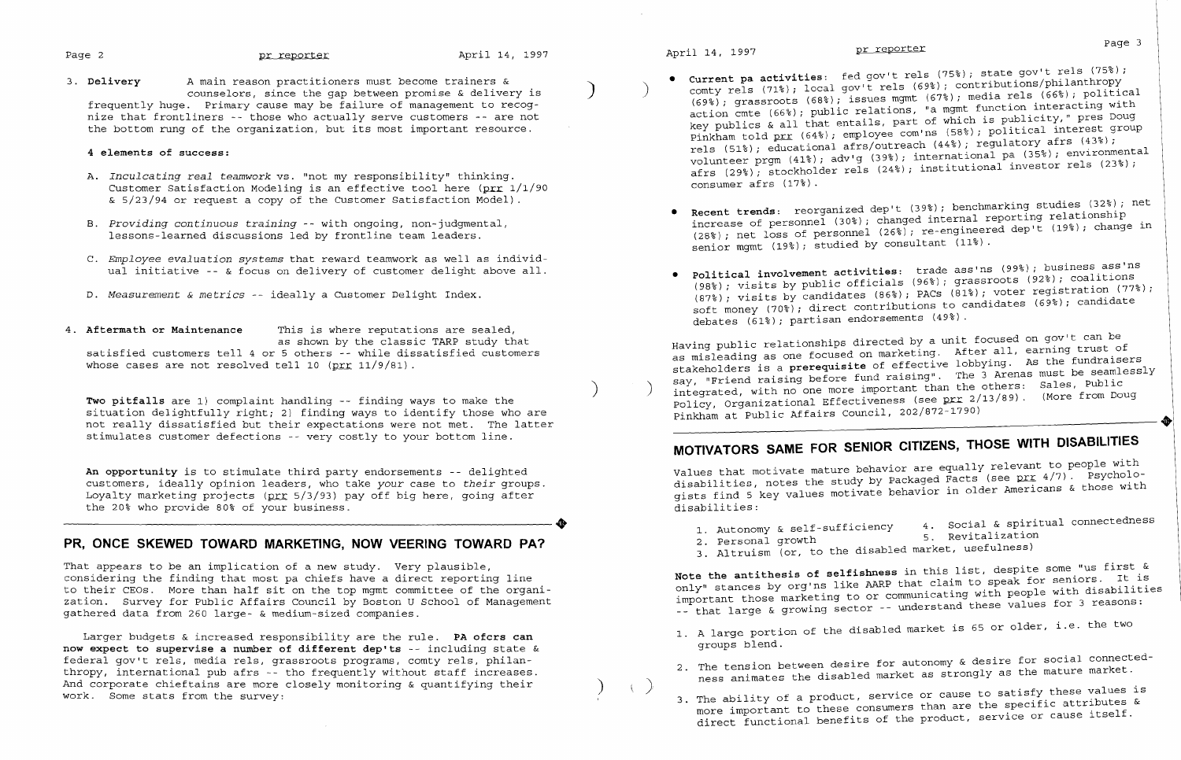3. **Delivery** A main reason practitioners must become trainers & counselors, since the gap between promise & delivery is frequently huge. Primary cause may be failure of management to recognize that frontliners -- those who actually serve customers -- are not the bottom rung of the organization, but its most important resource.

**4 elements of success:**

A. *Inculcating real teamwork* vs. "not my responsibility" thinking. Customer Satisfaction Modeling is an effective tool here (prr 1/1/90 & 5/23/94 or request a copy of the Customer Satisfaction Model).

B. *Providing continuous training* -- with ongoing, non-judgmental, lessons-learned discussions led by frontline team leaders.

C. *Employee evaluation systems* that reward teamwork as well as individual initiative -- & focus on delivery of customer delight above all.

D. *Measurement & metrics* -- ideally a Customer Delight Index.

4. **Aftermath or Maintenance** This is where reputations are sealed, as shown by the classic TARP study that satisfied customers tell 4 or 5 others -- while dissatisfied customers whose cases are not resolved tell 10 (prr 11/9/81).

**Two pitfalls** are 1) complaint handling -- finding ways to make the situation delightfully right; 2) finding ways to identify those who are not really dissatisfied but their expectations were not met. The latter stimulates customer defections -- very costly to your bottom line.

**An opportunity** is to stimulate third party endorsements -- delighted customers, ideally opinion leaders, who take *your* case to *their* groups. Loyalty marketing projects (prr 5/3/93) pay off big here, going after the 20% who provide 80% of your business.

## PR, ONCE SKEWED TOWARD MARKETING, NOW VEERING TOWARD PA?

That appears to be an implication of a new study. Very plausible, considering the finding that most pa chiefs have a direct reporting line to their CEOs. More than half sit on the top mgmt committee of the organization. Survey for Public Affairs Council by Boston U School of Management gathered data from 260 large- & medium-sized companies.

Larger budgets & increased responsibility are the rule. **PA ofcrs can now expect to supervise a number of different dep'ts** -- including state & federal gov't rels, media rels, grassroots programs, comty rels, philanthropy, international pub afrs -- tho frequently without staff increases. And corporate chieftains are more closely monitoring & quantifying their work. Some stats from the survey:

- **Current pa activities**: fed gov't rels (75%); state gov't rels (75%); comty rels (71%); local gov't rels (69%); contributions/philanthropy (69%); grassroots (68%); issues mgmt (67%); media rels (66%); political action cmte (66%); public relations, "a mgmt function interacting with key publics & all that entails, part of which is publicity," pres Doug Pinkham told prr (64%); employee com'ns (58%); political interest group rels (51%); educational afrs/outreach (44%); regulatory afrs (43%); volunteer prgm (41%); adv'g (39%); international pa (35%); environmental afrs (29%); stockholder rels (24%); institutional investor rels (23%); consumer afrs (17%).

- **Recent trends**: reorganized dep't (39%); benchmarking studies (32%); net increase of personnel (30%); changed internal reporting relationship (28%); net loss of personnel (26%); re-engineered dep't (19%); change in senior mgmt (19%); studied by consultant (11%).

- **Political involvement activities**: trade ass'ns (99%); business ass'ns (98%); visits by public officials (96%); grassroots (92%); coalitions (87%); visits by candidates (86%); PACs (81%); voter registration (77%); soft money (70%); direct contributions to candidates (69%); candidate debates (61%); partisan endorsements (49%).

Having public relationships directed by a unit focused on gov't can be as misleading as one focused on marketing. After all, earning trust of stakeholders is a **prerequisite** of effective lobbying. As the fundraisers say, "Friend raising before fund raising". The 3 Arenas must be seamlessly integrated, with no one more important than the others: Sales, Public Policy, Organizational Effectiveness (see prr 2/13/89). (More from Doug Pinkham at Public Affairs Council, 202/872-1790)

## MOTIVATORS SAME FOR SENIOR CITIZENS, THOSE WITH DISABILITIES

Values that motivate mature behavior are equally relevant to people with disabilities, notes the study by Packaged Facts (see prr 4/7). Psychologists find 5 key values motivate behavior in older Americans & those with disabilities:

1. Autonomy & self-sufficiency
2. Personal growth
3. Altruism (or, to the disabled market, usefulness)
4. Social & spiritual connectedness
5. Revitalization

**Note the antithesis of selfishness** in this list, despite some "us first & only" stances by org'ns like AARP that claim to speak for seniors. It is important those marketing to or communicating with people with disabilities -- that large & growing sector -- understand these values for 3 reasons:

1. A large portion of the disabled market is 65 or older, i.e. the two groups blend.

2. The tension between desire for autonomy & desire for social connectedness animates the disabled market as strongly as the mature market.

3. The ability of a product, service or cause to satisfy these values is more important to these consumers than are the specific attributes & direct functional benefits of the product, service or cause itself.